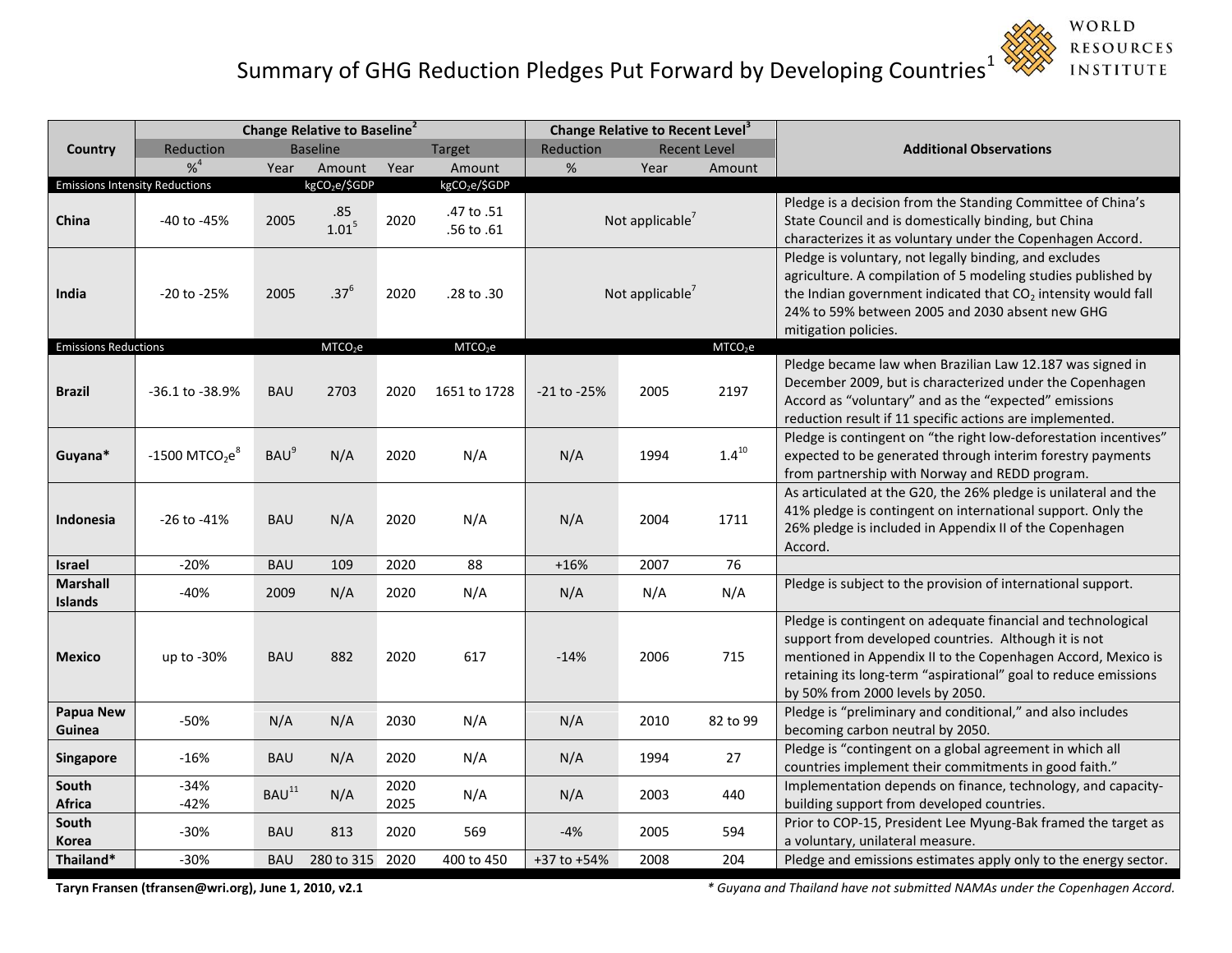# Summary of GHG Reduction Pledges Put Forward by Developing Countries[1]

WORLD RESOURCES INSTITUTE

| Country | Change Relative to Baseline[2] | | | | | Change Relative to Recent Level[3] | | | Additional Observations |
|---|---|---|---|---|---|---|---|---|---|
| | Reduction | Baseline | | Target | | Reduction | Recent Level | | |
| | %[4] | Year | Amount | Year | Amount | % | Year | Amount | |
| **Emissions Intensity Reductions** | | | $kgCO_2e/\$GDP$ | | $kgCO_2e/\$GDP$ | | | | |
| **China** | -40 to -45% | 2005 | .85<br>1.01[5] | 2020 | .47 to .51<br>.56 to .61 | Not applicable[7] | | | Pledge is a decision from the Standing Committee of China's State Council and is domestically binding, but China characterizes it as voluntary under the Copenhagen Accord. |
| **India** | -20 to -25% | 2005 | .37[6] | 2020 | .28 to .30 | Not applicable[7] | | | Pledge is voluntary, not legally binding, and excludes agriculture. A compilation of 5 modeling studies published by the Indian government indicated that $CO_2$ intensity would fall 24% to 59% between 2005 and 2030 absent new GHG mitigation policies. |
| **Emissions Reductions** | | | $MTCO_2e$ | | $MTCO_2e$ | | | $MTCO_2e$ | |
| **Brazil** | -36.1 to -38.9% | BAU | 2703 | 2020 | 1651 to 1728 | -21 to -25% | 2005 | 2197 | Pledge became law when Brazilian Law 12.187 was signed in December 2009, but is characterized under the Copenhagen Accord as "voluntary" and as the "expected" emissions reduction result if 11 specific actions are implemented. |
| **Guyana*** | -1500 $MTCO_2e$[8] | BAU[9] | N/A | 2020 | N/A | N/A | 1994 | 1.4[10] | Pledge is contingent on "the right low-deforestation incentives" expected to be generated through interim forestry payments from partnership with Norway and REDD program. |
| **Indonesia** | -26 to -41% | BAU | N/A | 2020 | N/A | N/A | 2004 | 1711 | As articulated at the G20, the 26% pledge is unilateral and the 41% pledge is contingent on international support. Only the 26% pledge is included in Appendix II of the Copenhagen Accord. |
| **Israel** | -20% | BAU | 109 | 2020 | 88 | +16% | 2007 | 76 | |
| **Marshall Islands** | -40% | 2009 | N/A | 2020 | N/A | N/A | N/A | N/A | Pledge is subject to the provision of international support. |
| **Mexico** | up to -30% | BAU | 882 | 2020 | 617 | -14% | 2006 | 715 | Pledge is contingent on adequate financial and technological support from developed countries. Although it is not mentioned in Appendix II to the Copenhagen Accord, Mexico is retaining its long-term "aspirational" goal to reduce emissions by 50% from 2000 levels by 2050. |
| **Papua New Guinea** | -50% | N/A | N/A | 2030 | N/A | N/A | 2010 | 82 to 99 | Pledge is "preliminary and conditional," and also includes becoming carbon neutral by 2050. |
| **Singapore** | -16% | BAU | N/A | 2020 | N/A | N/A | 1994 | 27 | Pledge is "contingent on a global agreement in which all countries implement their commitments in good faith." |
| **South Africa** | -34%<br>-42% | BAU[11] | N/A | 2020<br>2025 | N/A | N/A | 2003 | 440 | Implementation depends on finance, technology, and capacity-building support from developed countries. |
| **South Korea** | -30% | BAU | 813 | 2020 | 569 | -4% | 2005 | 594 | Prior to COP-15, President Lee Myung-Bak framed the target as a voluntary, unilateral measure. |
| **Thailand*** | -30% | BAU | 280 to 315 | 2020 | 400 to 450 | +37 to +54% | 2008 | 204 | Pledge and emissions estimates apply only to the energy sector. |

**Taryn Fransen (tfransen@wri.org), June 1, 2010, v2.1**

*\* Guyana and Thailand have not submitted NAMAs under the Copenhagen Accord.*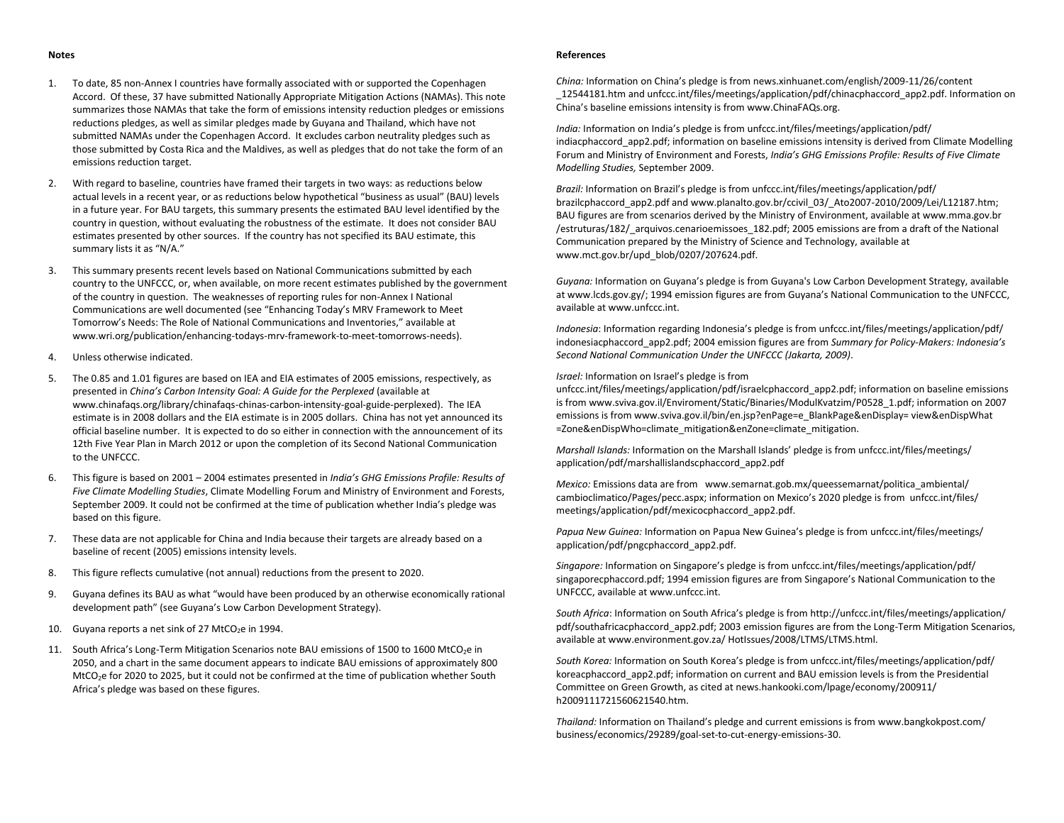## Notes

1. To date, 85 non-Annex I countries have formally associated with or supported the Copenhagen Accord. Of these, 37 have submitted Nationally Appropriate Mitigation Actions (NAMAs). This note summarizes those NAMAs that take the form of emissions intensity reduction pledges or emissions reductions pledges, as well as similar pledges made by Guyana and Thailand, which have not submitted NAMAs under the Copenhagen Accord. It excludes carbon neutrality pledges such as those submitted by Costa Rica and the Maldives, as well as pledges that do not take the form of an emissions reduction target.
2. With regard to baseline, countries have framed their targets in two ways: as reductions below actual levels in a recent year, or as reductions below hypothetical "business as usual" (BAU) levels in a future year. For BAU targets, this summary presents the estimated BAU level identified by the country in question, without evaluating the robustness of the estimate. It does not consider BAU estimates presented by other sources. If the country has not specified its BAU estimate, this summary lists it as "N/A."
3. This summary presents recent levels based on National Communications submitted by each country to the UNFCCC, or, when available, on more recent estimates published by the government of the country in question. The weaknesses of reporting rules for non-Annex I National Communications are well documented (see "Enhancing Today's MRV Framework to Meet Tomorrow's Needs: The Role of National Communications and Inventories," available at www.wri.org/publication/enhancing-todays-mrv-framework-to-meet-tomorrows-needs).
4. Unless otherwise indicated.
5. The 0.85 and 1.01 figures are based on IEA and EIA estimates of 2005 emissions, respectively, as presented in *China's Carbon Intensity Goal: A Guide for the Perplexed* (available at www.chinafaqs.org/library/chinafaqs-chinas-carbon-intensity-goal-guide-perplexed). The IEA estimate is in 2008 dollars and the EIA estimate is in 2005 dollars. China has not yet announced its official baseline number. It is expected to do so either in connection with the announcement of its 12th Five Year Plan in March 2012 or upon the completion of its Second National Communication to the UNFCCC.
6. This figure is based on 2001 – 2004 estimates presented in *India's GHG Emissions Profile: Results of Five Climate Modelling Studies*, Climate Modelling Forum and Ministry of Environment and Forests, September 2009. It could not be confirmed at the time of publication whether India's pledge was based on this figure.
7. These data are not applicable for China and India because their targets are already based on a baseline of recent (2005) emissions intensity levels.
8. This figure reflects cumulative (not annual) reductions from the present to 2020.
9. Guyana defines its BAU as what "would have been produced by an otherwise economically rational development path" (see Guyana's Low Carbon Development Strategy).
10. Guyana reports a net sink of 27 $MtCO_2e$ in 1994.
11. South Africa's Long-Term Mitigation Scenarios note BAU emissions of 1500 to 1600 $MtCO_2e$ in 2050, and a chart in the same document appears to indicate BAU emissions of approximately 800 $MtCO_2e$ for 2020 to 2025, but it could not be confirmed at the time of publication whether South Africa's pledge was based on these figures.

## References

*China:* Information on China's pledge is from news.xinhuanet.com/english/2009-11/26/content_12544181.htm and unfccc.int/files/meetings/application/pdf/chinacphaccord_app2.pdf. Information on China's baseline emissions intensity is from www.ChinaFAQs.org.

*India:* Information on India's pledge is from unfccc.int/files/meetings/application/pdf/indiacphaccord_app2.pdf; information on baseline emissions intensity is derived from Climate Modelling Forum and Ministry of Environment and Forests, *India's GHG Emissions Profile: Results of Five Climate Modelling Studies,* September 2009.

*Brazil:* Information on Brazil's pledge is from unfccc.int/files/meetings/application/pdf/brazilcphaccord_app2.pdf and www.planalto.gov.br/ccivil_03/_Ato2007-2010/2009/Lei/L12187.htm; BAU figures are from scenarios derived by the Ministry of Environment, available at www.mma.gov.br/estruturas/182/_arquivos.cenarioemissoes_182.pdf; 2005 emissions are from a draft of the National Communication prepared by the Ministry of Science and Technology, available at www.mct.gov.br/upd_blob/0207/207624.pdf.

*Guyana:* Information on Guyana's pledge is from Guyana's Low Carbon Development Strategy, available at www.lcds.gov.gy/; 1994 emission figures are from Guyana's National Communication to the UNFCCC, available at www.unfccc.int.

*Indonesia*: Information regarding Indonesia's pledge is from unfccc.int/files/meetings/application/pdf/indonesiacphaccord_app2.pdf; 2004 emission figures are from *Summary for Policy-Makers: Indonesia's Second National Communication Under the UNFCCC (Jakarta, 2009)*.

*Israel:* Information on Israel's pledge is from unfccc.int/files/meetings/application/pdf/israelcphaccord_app2.pdf; information on baseline emissions is from www.sviva.gov.il/Enviroment/Static/Binaries/ModulKvatzim/P0528_1.pdf; information on 2007 emissions is from www.sviva.gov.il/bin/en.jsp?enPage=e_BlankPage&enDisplay= view&enDispWhat =Zone&enDispWho=climate_mitigation&enZone=climate_mitigation.

*Marshall Islands:* Information on the Marshall Islands' pledge is from unfccc.int/files/meetings/application/pdf/marshallislandscphaccord_app2.pdf

*Mexico:* Emissions data are from www.semarnat.gob.mx/queessemarnat/politica_ambiental/cambioclimatico/Pages/pecc.aspx; information on Mexico's 2020 pledge is from unfccc.int/files/meetings/application/pdf/mexicocphaccord_app2.pdf.

*Papua New Guinea:* Information on Papua New Guinea's pledge is from unfccc.int/files/meetings/application/pdf/pngcphaccord_app2.pdf.

*Singapore:* Information on Singapore's pledge is from unfccc.int/files/meetings/application/pdf/singaporecphaccord.pdf; 1994 emission figures are from Singapore's National Communication to the UNFCCC, available at www.unfccc.int.

*South Africa*: Information on South Africa's pledge is from http://unfccc.int/files/meetings/application/pdf/southafricacphaccord_app2.pdf; 2003 emission figures are from the Long-Term Mitigation Scenarios, available at www.environment.gov.za/ HotIssues/2008/LTMS/LTMS.html.

*South Korea:* Information on South Korea's pledge is from unfccc.int/files/meetings/application/pdf/koreacphaccord_app2.pdf; information on current and BAU emission levels is from the Presidential Committee on Green Growth, as cited at news.hankooki.com/lpage/economy/200911/h2009111721560621540.htm.

*Thailand:* Information on Thailand's pledge and current emissions is from www.bangkokpost.com/business/economics/29289/goal-set-to-cut-energy-emissions-30.